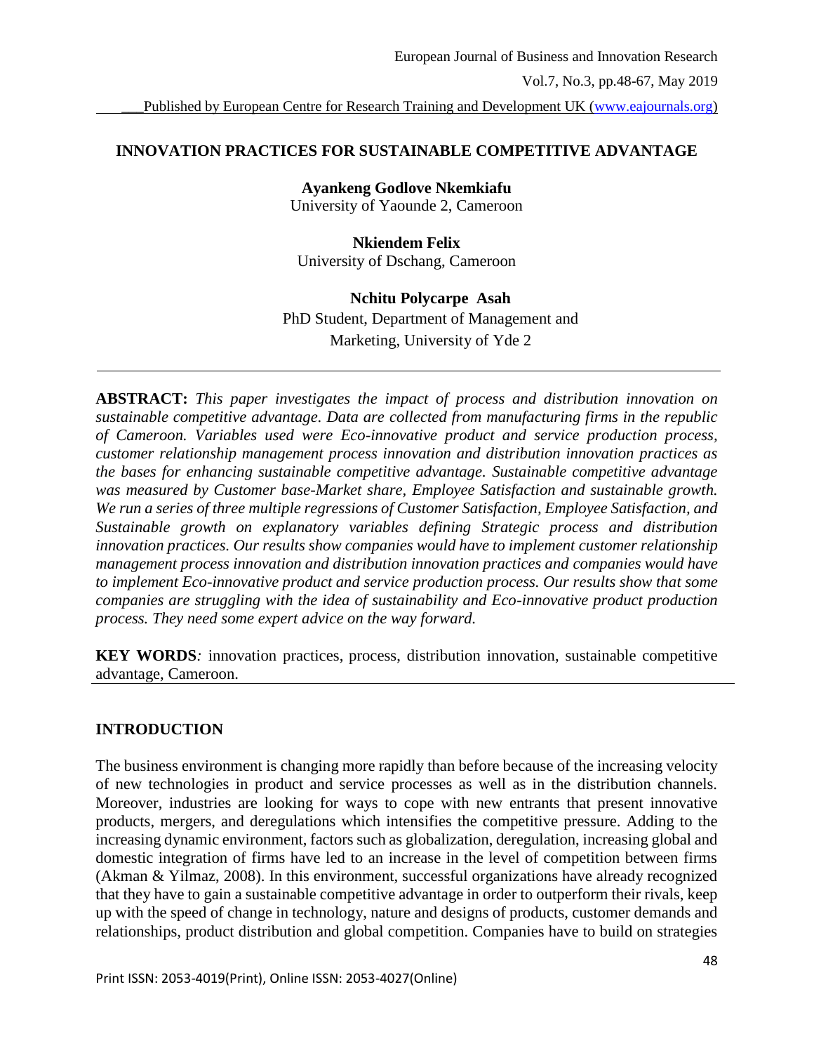# INNOVATION PRACTICES FOR SUSTAINABLE COMPETITIVE ADVANTAGE

**Ayankeng Godlove Nkemkiafu**
University of Yaounde 2, Cameroon

**Nkiendem Felix**
University of Dschang, Cameroon

**Nchitu Polycarpe Asah**
PhD Student, Department of Management and Marketing, University of Yde 2

---

**ABSTRACT:** *This paper investigates the impact of process and distribution innovation on sustainable competitive advantage. Data are collected from manufacturing firms in the republic of Cameroon. Variables used were Eco-innovative product and service production process, customer relationship management process innovation and distribution innovation practices as the bases for enhancing sustainable competitive advantage. Sustainable competitive advantage was measured by Customer base-Market share, Employee Satisfaction and sustainable growth. We run a series of three multiple regressions of Customer Satisfaction, Employee Satisfaction, and Sustainable growth on explanatory variables defining Strategic process and distribution innovation practices. Our results show companies would have to implement customer relationship management process innovation and distribution innovation practices and companies would have to implement Eco-innovative product and service production process. Our results show that some companies are struggling with the idea of sustainability and Eco-innovative product production process. They need some expert advice on the way forward.*

**KEY WORDS***:* innovation practices, process, distribution innovation, sustainable competitive advantage, Cameroon.

---

## INTRODUCTION

The business environment is changing more rapidly than before because of the increasing velocity of new technologies in product and service processes as well as in the distribution channels. Moreover, industries are looking for ways to cope with new entrants that present innovative products, mergers, and deregulations which intensifies the competitive pressure. Adding to the increasing dynamic environment, factors such as globalization, deregulation, increasing global and domestic integration of firms have led to an increase in the level of competition between firms (Akman & Yilmaz, 2008). In this environment, successful organizations have already recognized that they have to gain a sustainable competitive advantage in order to outperform their rivals, keep up with the speed of change in technology, nature and designs of products, customer demands and relationships, product distribution and global competition. Companies have to build on strategies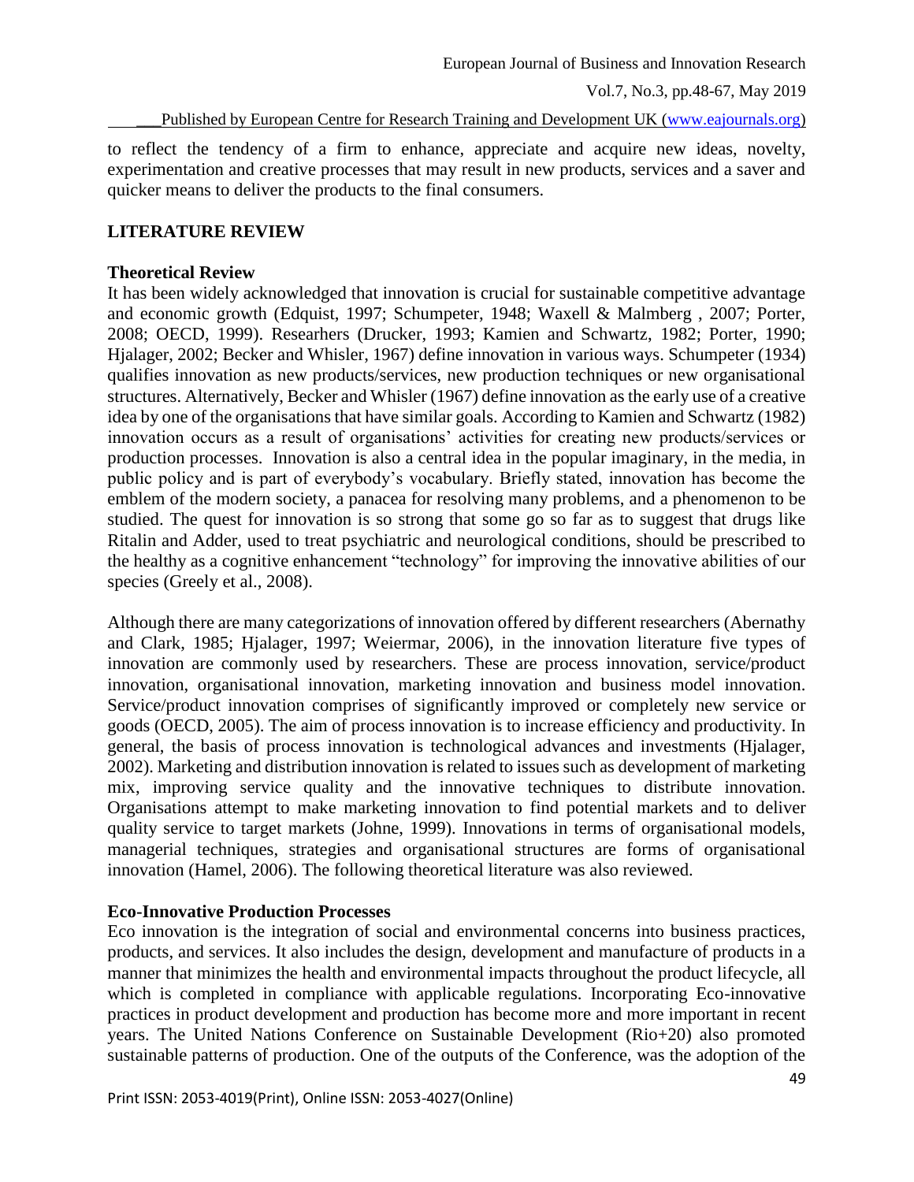to reflect the tendency of a firm to enhance, appreciate and acquire new ideas, novelty, experimentation and creative processes that may result in new products, services and a saver and quicker means to deliver the products to the final consumers.

## LITERATURE REVIEW

### Theoretical Review

It has been widely acknowledged that innovation is crucial for sustainable competitive advantage and economic growth (Edquist, 1997; Schumpeter, 1948; Waxell & Malmberg , 2007; Porter, 2008; OECD, 1999). Researhers (Drucker, 1993; Kamien and Schwartz, 1982; Porter, 1990; Hjalager, 2002; Becker and Whisler, 1967) define innovation in various ways. Schumpeter (1934) qualifies innovation as new products/services, new production techniques or new organisational structures. Alternatively, Becker and Whisler (1967) define innovation as the early use of a creative idea by one of the organisations that have similar goals. According to Kamien and Schwartz (1982) innovation occurs as a result of organisations' activities for creating new products/services or production processes. Innovation is also a central idea in the popular imaginary, in the media, in public policy and is part of everybody's vocabulary. Briefly stated, innovation has become the emblem of the modern society, a panacea for resolving many problems, and a phenomenon to be studied. The quest for innovation is so strong that some go so far as to suggest that drugs like Ritalin and Adder, used to treat psychiatric and neurological conditions, should be prescribed to the healthy as a cognitive enhancement "technology" for improving the innovative abilities of our species (Greely et al., 2008).

Although there are many categorizations of innovation offered by different researchers (Abernathy and Clark, 1985; Hjalager, 1997; Weiermar, 2006), in the innovation literature five types of innovation are commonly used by researchers. These are process innovation, service/product innovation, organisational innovation, marketing innovation and business model innovation. Service/product innovation comprises of significantly improved or completely new service or goods (OECD, 2005). The aim of process innovation is to increase efficiency and productivity. In general, the basis of process innovation is technological advances and investments (Hjalager, 2002). Marketing and distribution innovation is related to issues such as development of marketing mix, improving service quality and the innovative techniques to distribute innovation. Organisations attempt to make marketing innovation to find potential markets and to deliver quality service to target markets (Johne, 1999). Innovations in terms of organisational models, managerial techniques, strategies and organisational structures are forms of organisational innovation (Hamel, 2006). The following theoretical literature was also reviewed.

### Eco-Innovative Production Processes

Eco innovation is the integration of social and environmental concerns into business practices, products, and services. It also includes the design, development and manufacture of products in a manner that minimizes the health and environmental impacts throughout the product lifecycle, all which is completed in compliance with applicable regulations. Incorporating Eco-innovative practices in product development and production has become more and more important in recent years. The United Nations Conference on Sustainable Development (Rio+20) also promoted sustainable patterns of production. One of the outputs of the Conference, was the adoption of the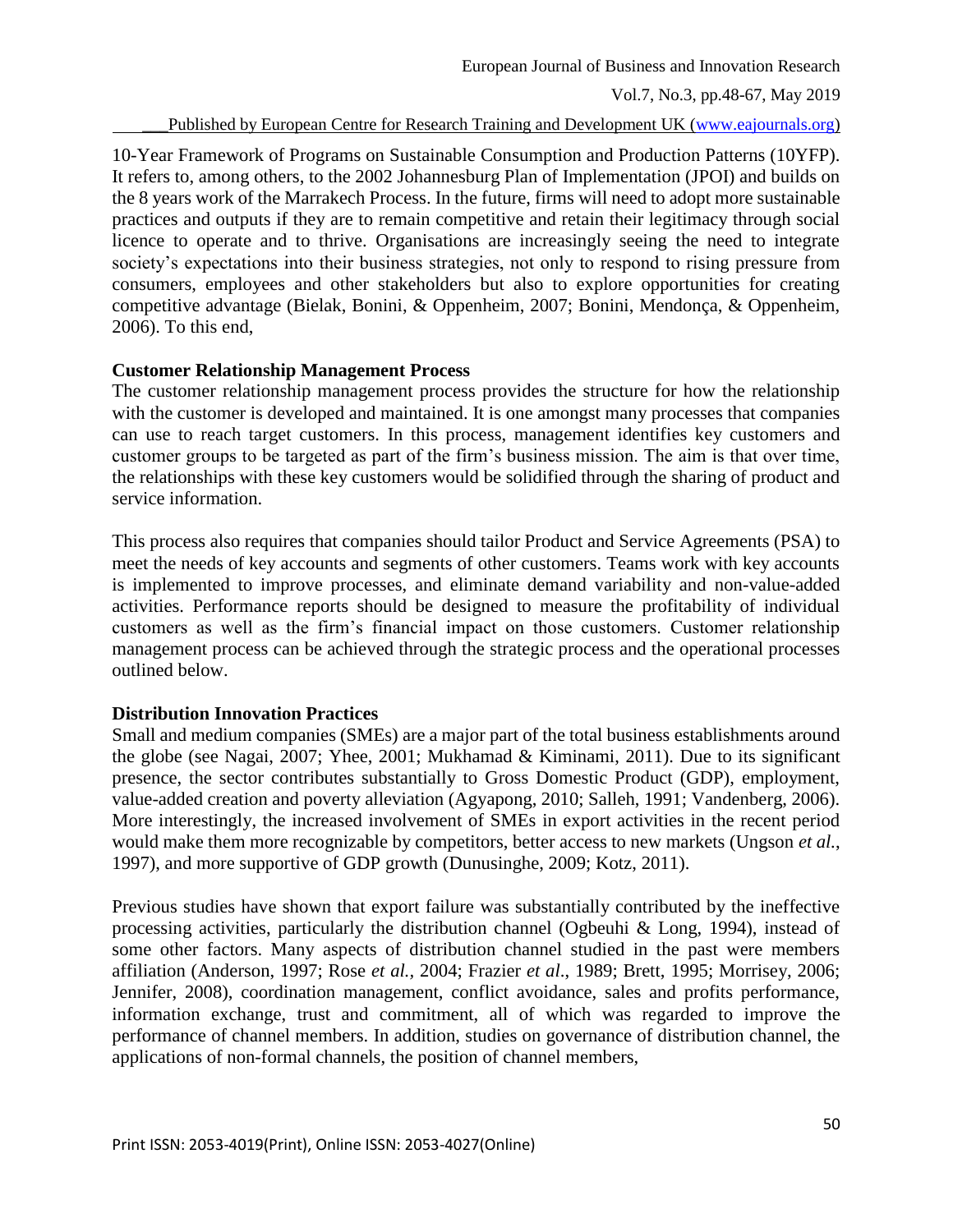10-Year Framework of Programs on Sustainable Consumption and Production Patterns (10YFP). It refers to, among others, to the 2002 Johannesburg Plan of Implementation (JPOI) and builds on the 8 years work of the Marrakech Process. In the future, firms will need to adopt more sustainable practices and outputs if they are to remain competitive and retain their legitimacy through social licence to operate and to thrive. Organisations are increasingly seeing the need to integrate society's expectations into their business strategies, not only to respond to rising pressure from consumers, employees and other stakeholders but also to explore opportunities for creating competitive advantage (Bielak, Bonini, & Oppenheim, 2007; Bonini, Mendonça, & Oppenheim, 2006). To this end,

**Customer Relationship Management Process**

The customer relationship management process provides the structure for how the relationship with the customer is developed and maintained. It is one amongst many processes that companies can use to reach target customers. In this process, management identifies key customers and customer groups to be targeted as part of the firm's business mission. The aim is that over time, the relationships with these key customers would be solidified through the sharing of product and service information.

This process also requires that companies should tailor Product and Service Agreements (PSA) to meet the needs of key accounts and segments of other customers. Teams work with key accounts is implemented to improve processes, and eliminate demand variability and non-value-added activities. Performance reports should be designed to measure the profitability of individual customers as well as the firm's financial impact on those customers. Customer relationship management process can be achieved through the strategic process and the operational processes outlined below.

**Distribution Innovation Practices**

Small and medium companies (SMEs) are a major part of the total business establishments around the globe (see Nagai, 2007; Yhee, 2001; Mukhamad & Kiminami, 2011). Due to its significant presence, the sector contributes substantially to Gross Domestic Product (GDP), employment, value-added creation and poverty alleviation (Agyapong, 2010; Salleh, 1991; Vandenberg, 2006). More interestingly, the increased involvement of SMEs in export activities in the recent period would make them more recognizable by competitors, better access to new markets (Ungson *et al.*, 1997), and more supportive of GDP growth (Dunusinghe, 2009; Kotz, 2011).

Previous studies have shown that export failure was substantially contributed by the ineffective processing activities, particularly the distribution channel (Ogbeuhi & Long, 1994), instead of some other factors. Many aspects of distribution channel studied in the past were members affiliation (Anderson, 1997; Rose *et al.*, 2004; Frazier *et al*., 1989; Brett, 1995; Morrisey, 2006; Jennifer, 2008), coordination management, conflict avoidance, sales and profits performance, information exchange, trust and commitment, all of which was regarded to improve the performance of channel members. In addition, studies on governance of distribution channel, the applications of non-formal channels, the position of channel members,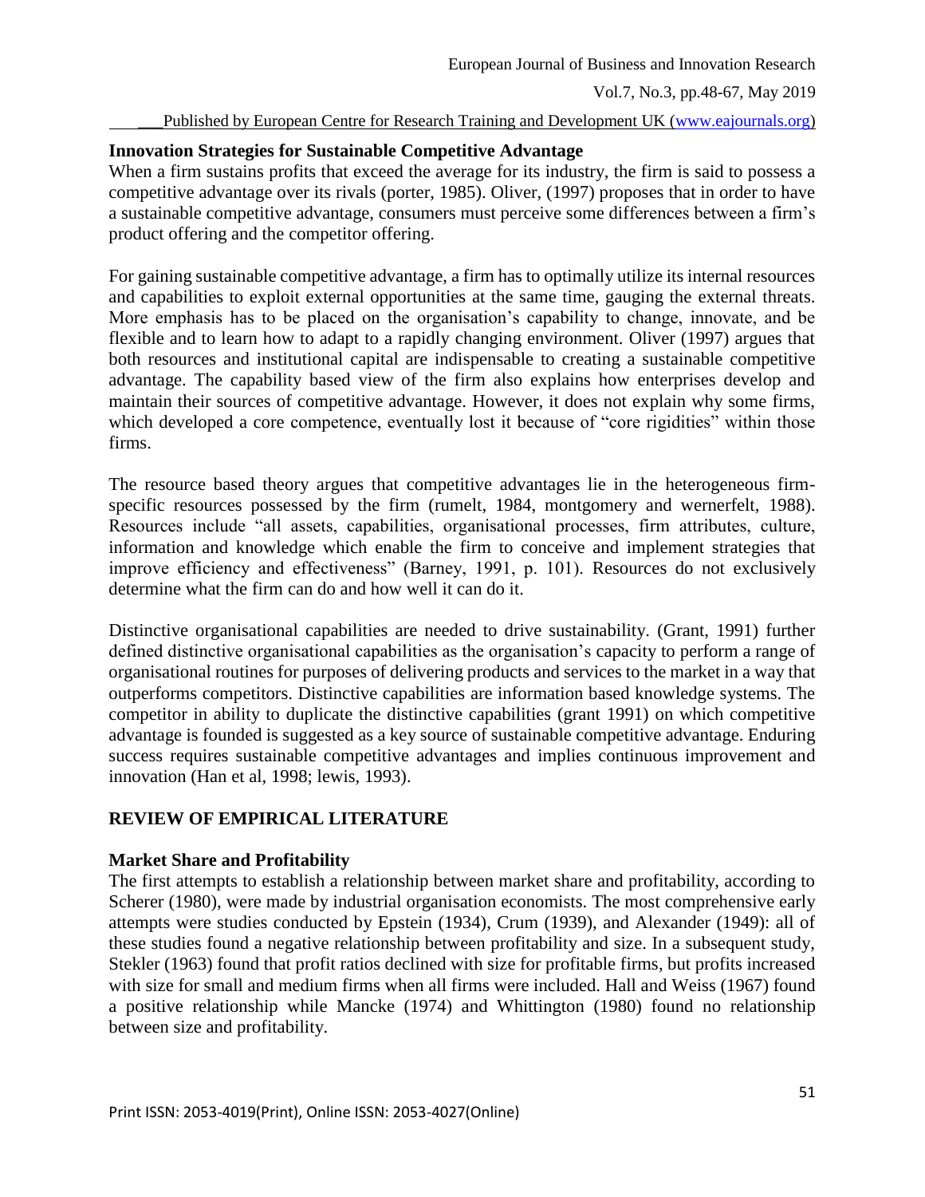### Innovation Strategies for Sustainable Competitive Advantage

When a firm sustains profits that exceed the average for its industry, the firm is said to possess a competitive advantage over its rivals (porter, 1985). Oliver, (1997) proposes that in order to have a sustainable competitive advantage, consumers must perceive some differences between a firm's product offering and the competitor offering.

For gaining sustainable competitive advantage, a firm has to optimally utilize its internal resources and capabilities to exploit external opportunities at the same time, gauging the external threats. More emphasis has to be placed on the organisation's capability to change, innovate, and be flexible and to learn how to adapt to a rapidly changing environment. Oliver (1997) argues that both resources and institutional capital are indispensable to creating a sustainable competitive advantage. The capability based view of the firm also explains how enterprises develop and maintain their sources of competitive advantage. However, it does not explain why some firms, which developed a core competence, eventually lost it because of "core rigidities" within those firms.

The resource based theory argues that competitive advantages lie in the heterogeneous firm-specific resources possessed by the firm (rumelt, 1984, montgomery and wernerfelt, 1988). Resources include "all assets, capabilities, organisational processes, firm attributes, culture, information and knowledge which enable the firm to conceive and implement strategies that improve efficiency and effectiveness" (Barney, 1991, p. 101). Resources do not exclusively determine what the firm can do and how well it can do it.

Distinctive organisational capabilities are needed to drive sustainability. (Grant, 1991) further defined distinctive organisational capabilities as the organisation's capacity to perform a range of organisational routines for purposes of delivering products and services to the market in a way that outperforms competitors. Distinctive capabilities are information based knowledge systems. The competitor in ability to duplicate the distinctive capabilities (grant 1991) on which competitive advantage is founded is suggested as a key source of sustainable competitive advantage. Enduring success requires sustainable competitive advantages and implies continuous improvement and innovation (Han et al, 1998; lewis, 1993).

## REVIEW OF EMPIRICAL LITERATURE

### Market Share and Profitability

The first attempts to establish a relationship between market share and profitability, according to Scherer (1980), were made by industrial organisation economists. The most comprehensive early attempts were studies conducted by Epstein (1934), Crum (1939), and Alexander (1949): all of these studies found a negative relationship between profitability and size. In a subsequent study, Stekler (1963) found that profit ratios declined with size for profitable firms, but profits increased with size for small and medium firms when all firms were included. Hall and Weiss (1967) found a positive relationship while Mancke (1974) and Whittington (1980) found no relationship between size and profitability.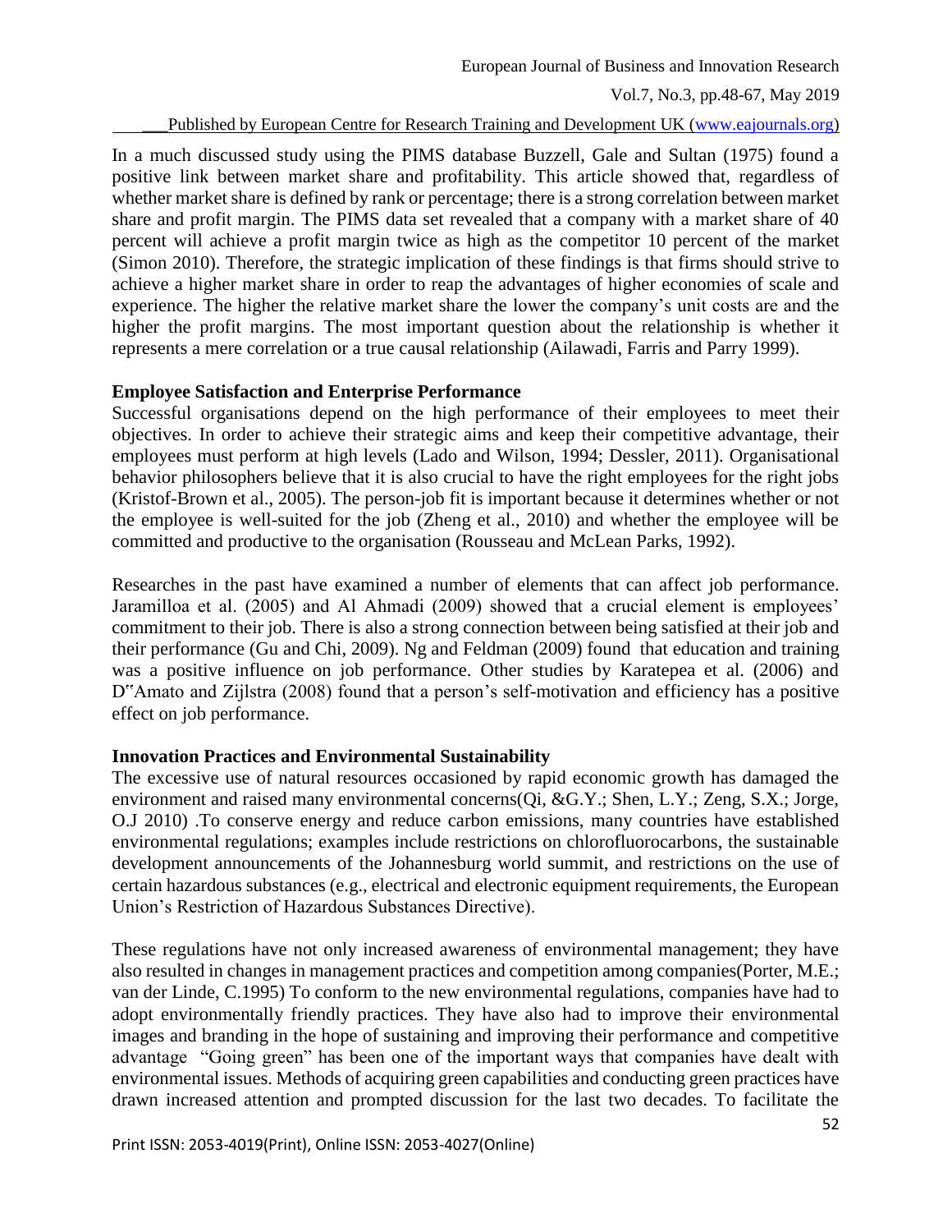In a much discussed study using the PIMS database Buzzell, Gale and Sultan (1975) found a positive link between market share and profitability. This article showed that, regardless of whether market share is defined by rank or percentage; there is a strong correlation between market share and profit margin. The PIMS data set revealed that a company with a market share of 40 percent will achieve a profit margin twice as high as the competitor 10 percent of the market (Simon 2010). Therefore, the strategic implication of these findings is that firms should strive to achieve a higher market share in order to reap the advantages of higher economies of scale and experience. The higher the relative market share the lower the company's unit costs are and the higher the profit margins. The most important question about the relationship is whether it represents a mere correlation or a true causal relationship (Ailawadi, Farris and Parry 1999).

**Employee Satisfaction and Enterprise Performance**

Successful organisations depend on the high performance of their employees to meet their objectives. In order to achieve their strategic aims and keep their competitive advantage, their employees must perform at high levels (Lado and Wilson, 1994; Dessler, 2011). Organisational behavior philosophers believe that it is also crucial to have the right employees for the right jobs (Kristof-Brown et al., 2005). The person-job fit is important because it determines whether or not the employee is well-suited for the job (Zheng et al., 2010) and whether the employee will be committed and productive to the organisation (Rousseau and McLean Parks, 1992).

Researches in the past have examined a number of elements that can affect job performance. Jaramilloa et al. (2005) and Al Ahmadi (2009) showed that a crucial element is employees' commitment to their job. There is also a strong connection between being satisfied at their job and their performance (Gu and Chi, 2009). Ng and Feldman (2009) found that education and training was a positive influence on job performance. Other studies by Karatepea et al. (2006) and D"Amato and Zijlstra (2008) found that a person's self-motivation and efficiency has a positive effect on job performance.

**Innovation Practices and Environmental Sustainability**

The excessive use of natural resources occasioned by rapid economic growth has damaged the environment and raised many environmental concerns(Qi, &G.Y.; Shen, L.Y.; Zeng, S.X.; Jorge, O.J 2010) .To conserve energy and reduce carbon emissions, many countries have established environmental regulations; examples include restrictions on chlorofluorocarbons, the sustainable development announcements of the Johannesburg world summit, and restrictions on the use of certain hazardous substances (e.g., electrical and electronic equipment requirements, the European Union's Restriction of Hazardous Substances Directive).

These regulations have not only increased awareness of environmental management; they have also resulted in changes in management practices and competition among companies(Porter, M.E.; van der Linde, C.1995) To conform to the new environmental regulations, companies have had to adopt environmentally friendly practices. They have also had to improve their environmental images and branding in the hope of sustaining and improving their performance and competitive advantage "Going green" has been one of the important ways that companies have dealt with environmental issues. Methods of acquiring green capabilities and conducting green practices have drawn increased attention and prompted discussion for the last two decades. To facilitate the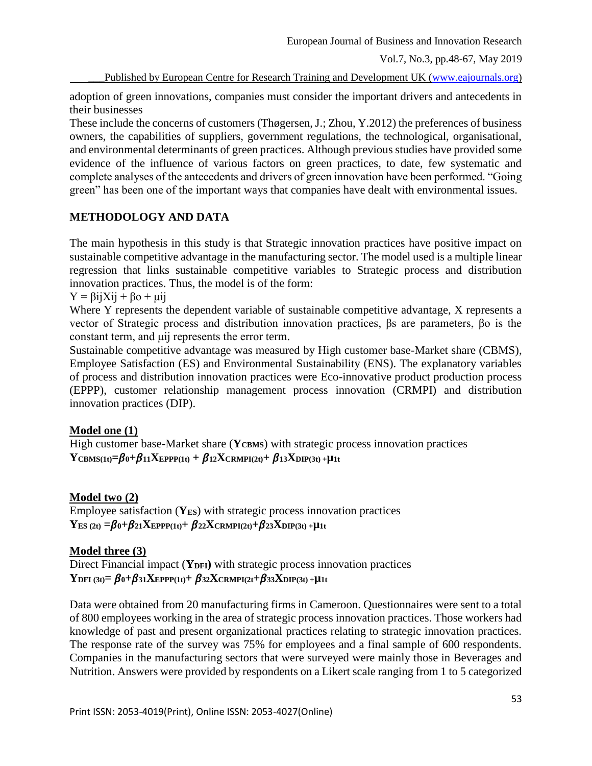adoption of green innovations, companies must consider the important drivers and antecedents in their businesses

These include the concerns of customers (Thøgersen, J.; Zhou, Y.2012) the preferences of business owners, the capabilities of suppliers, government regulations, the technological, organisational, and environmental determinants of green practices. Although previous studies have provided some evidence of the influence of various factors on green practices, to date, few systematic and complete analyses of the antecedents and drivers of green innovation have been performed. "Going green" has been one of the important ways that companies have dealt with environmental issues.

## METHODOLOGY AND DATA

The main hypothesis in this study is that Strategic innovation practices have positive impact on sustainable competitive advantage in the manufacturing sector. The model used is a multiple linear regression that links sustainable competitive variables to Strategic process and distribution innovation practices. Thus, the model is of the form:

$Y = \beta ijXij + \beta o + \mu ij$

Where Y represents the dependent variable of sustainable competitive advantage, X represents a vector of Strategic process and distribution innovation practices, βs are parameters, βo is the constant term, and μij represents the error term.

Sustainable competitive advantage was measured by High customer base-Market share (CBMS), Employee Satisfaction (ES) and Environmental Sustainability (ENS). The explanatory variables of process and distribution innovation practices were Eco-innovative product production process (EPPP), customer relationship management process innovation (CRMPI) and distribution innovation practices (DIP).

**Model one (1)**

High customer base-Market share ($\mathbf{Y_{CBMS}}$) with strategic process innovation practices

$$\mathbf{Y_{CBMS(1t)}=\beta_0+\beta_{11}X_{EPPP(1t)} + \beta_{12}X_{CRMPI(2t)}+ \beta_{13}X_{DIP(3t)} +\mu_{1t}}$$

**Model two (2)**

Employee satisfaction ($\mathbf{Y_{ES}}$) with strategic process innovation practices

$$\mathbf{Y_{ES\,(2t)} =\beta_0+\beta_{21}X_{EPPP(1t)}+ \beta_{22}X_{CRMPI(2t)}+\beta_{23}X_{DIP(3t)} +\mu_{1t}}$$

**Model three (3)**

Direct Financial impact ($\mathbf{Y_{DFI}}$) with strategic process innovation practices

$$\mathbf{Y_{DFI\,(3t)}= \beta_0+\beta_{31}X_{EPPP(1t)}+ \beta_{32}X_{CRMPI(2t}+\beta_{33}X_{DIP(3t)} +\mu_{1t}}$$

Data were obtained from 20 manufacturing firms in Cameroon. Questionnaires were sent to a total of 800 employees working in the area of strategic process innovation practices. Those workers had knowledge of past and present organizational practices relating to strategic innovation practices. The response rate of the survey was 75% for employees and a final sample of 600 respondents. Companies in the manufacturing sectors that were surveyed were mainly those in Beverages and Nutrition. Answers were provided by respondents on a Likert scale ranging from 1 to 5 categorized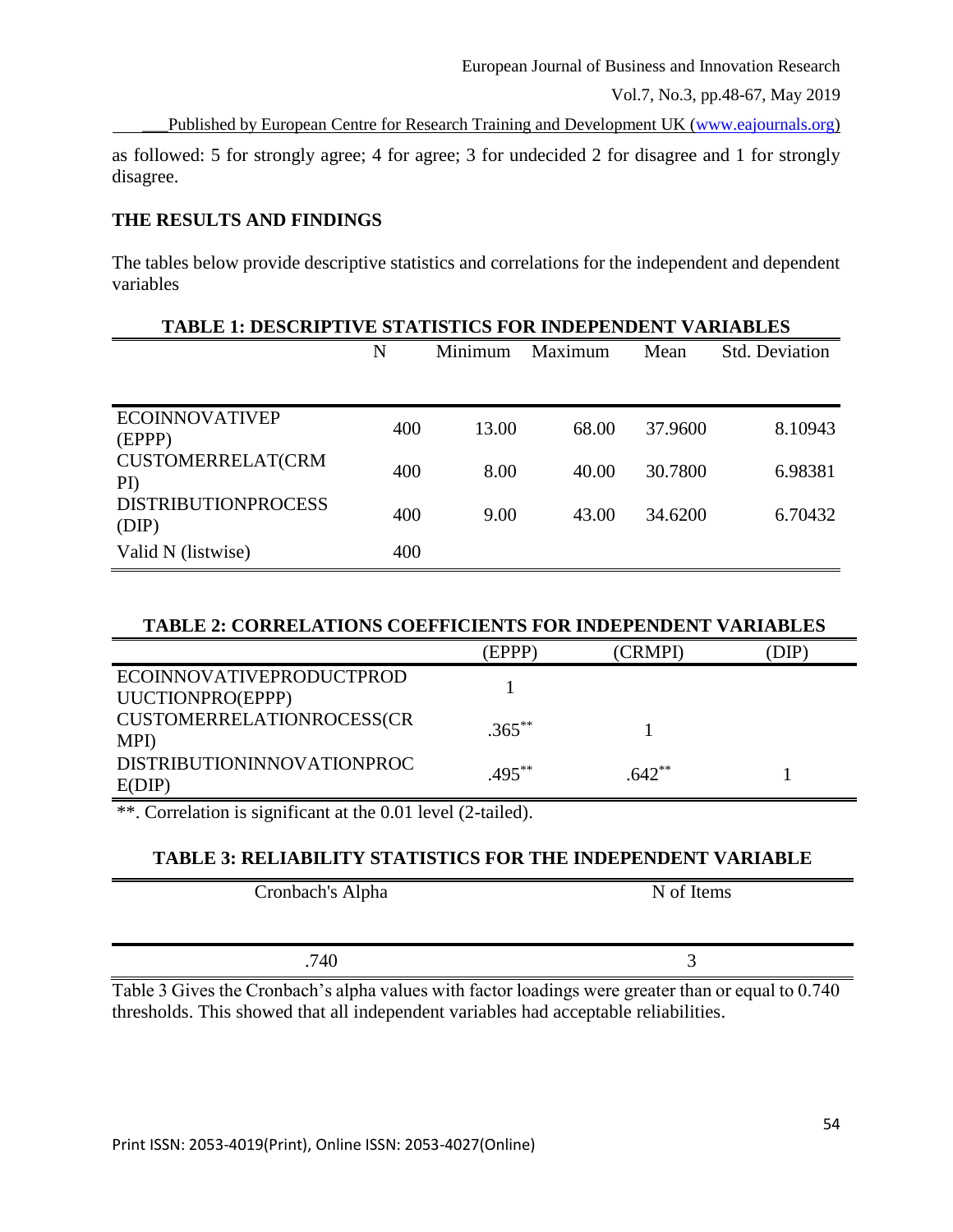as followed: 5 for strongly agree; 4 for agree; 3 for undecided 2 for disagree and 1 for strongly disagree.

## THE RESULTS AND FINDINGS

The tables below provide descriptive statistics and correlations for the independent and dependent variables

**TABLE 1: DESCRIPTIVE STATISTICS FOR INDEPENDENT VARIABLES**

| | N | Minimum | Maximum | Mean | Std. Deviation |
|---|---|---|---|---|---|
| ECOINNOVATIVEP (EPPP) | 400 | 13.00 | 68.00 | 37.9600 | 8.10943 |
| CUSTOMERRELAT(CRMPI) | 400 | 8.00 | 40.00 | 30.7800 | 6.98381 |
| DISTRIBUTIONPROCESS (DIP) | 400 | 9.00 | 43.00 | 34.6200 | 6.70432 |
| Valid N (listwise) | 400 | | | | |

**TABLE 2: CORRELATIONS COEFFICIENTS FOR INDEPENDENT VARIABLES**

| | (EPPP) | (CRMPI) | (DIP) |
|---|---|---|---|
| ECOINNOVATIVEPRODUCTPRODUUCTIONPRO(EPPP) | 1 | | |
| CUSTOMERRELATIONROCESS(CRMPI) | .365** | 1 | |
| DISTRIBUTIONINNOVATIONPROCE(DIP) | .495** | .642** | 1 |

**. Correlation is significant at the 0.01 level (2-tailed).

**TABLE 3: RELIABILITY STATISTICS FOR THE INDEPENDENT VARIABLE**

| Cronbach's Alpha | N of Items |
|---|---|
| .740 | 3 |

Table 3 Gives the Cronbach's alpha values with factor loadings were greater than or equal to 0.740 thresholds. This showed that all independent variables had acceptable reliabilities.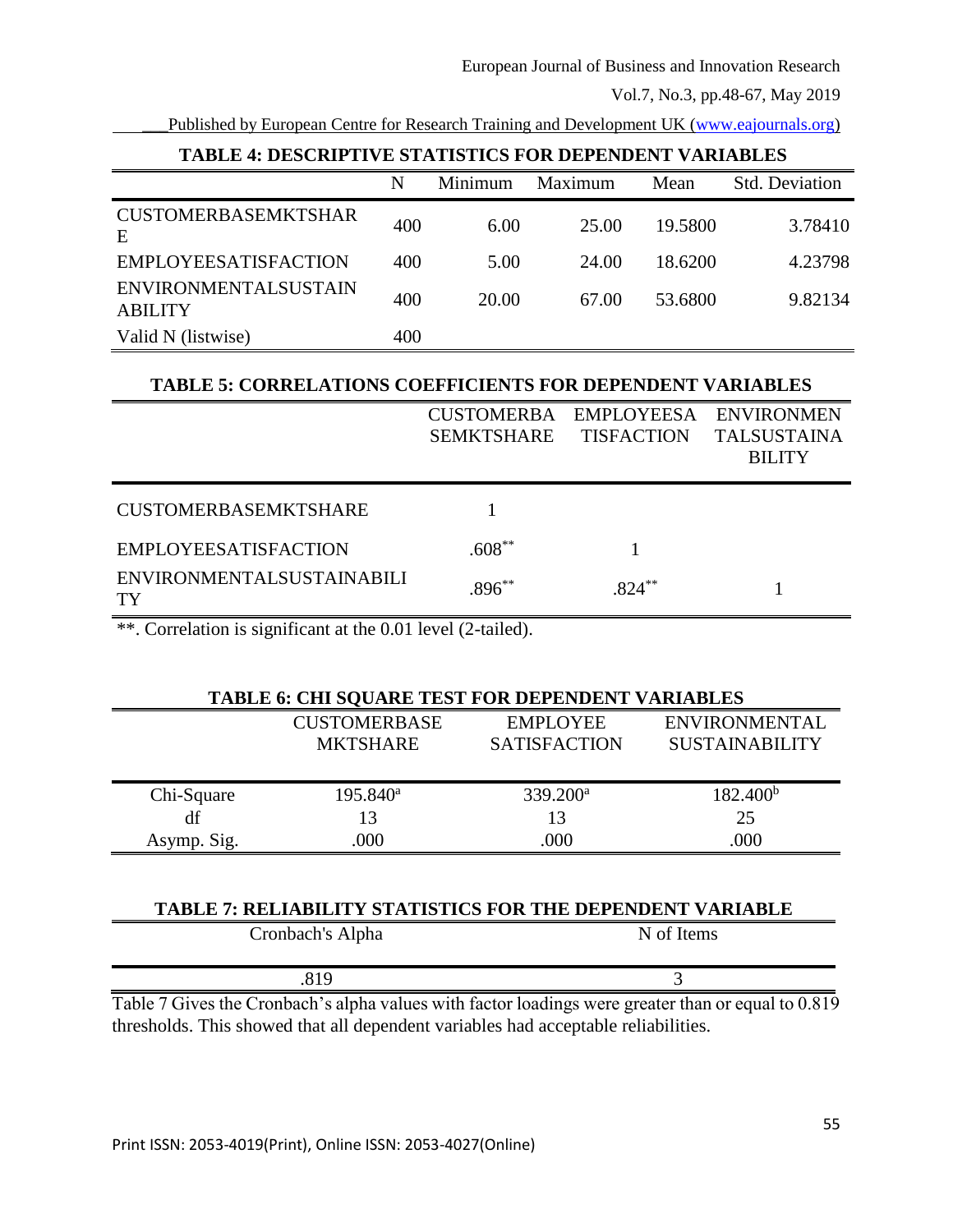**TABLE 4: DESCRIPTIVE STATISTICS FOR DEPENDENT VARIABLES**

| | N | Minimum | Maximum | Mean | Std. Deviation |
|---|---|---|---|---|---|
| CUSTOMERBASEMKTSHARE | 400 | 6.00 | 25.00 | 19.5800 | 3.78410 |
| EMPLOYEESATISFACTION | 400 | 5.00 | 24.00 | 18.6200 | 4.23798 |
| ENVIRONMENTALSUSTAINABILITY | 400 | 20.00 | 67.00 | 53.6800 | 9.82134 |
| Valid N (listwise) | 400 | | | | |

**TABLE 5: CORRELATIONS COEFFICIENTS FOR DEPENDENT VARIABLES**

| | CUSTOMERBASEMKTSHARE | EMPLOYEESATISFACTION | ENVIRONMENTALSUSTAINABILITY |
|---|---|---|---|
| CUSTOMERBASEMKTSHARE | 1 | | |
| EMPLOYEESATISFACTION | .608** | 1 | |
| ENVIRONMENTALSUSTAINABILITY | .896** | .824** | 1 |

**. Correlation is significant at the 0.01 level (2-tailed).

**TABLE 6: CHI SQUARE TEST FOR DEPENDENT VARIABLES**

| | CUSTOMERBASE MKTSHARE | EMPLOYEE SATISFACTION | ENVIRONMENTAL SUSTAINABILITY |
|---|---|---|---|
| Chi-Square | 195.840[a] | 339.200[a] | 182.400[b] |
| df | 13 | 13 | 25 |
| Asymp. Sig. | .000 | .000 | .000 |

**TABLE 7: RELIABILITY STATISTICS FOR THE DEPENDENT VARIABLE**

| Cronbach's Alpha | N of Items |
|---|---|
| .819 | 3 |

Table 7 Gives the Cronbach's alpha values with factor loadings were greater than or equal to 0.819 thresholds. This showed that all dependent variables had acceptable reliabilities.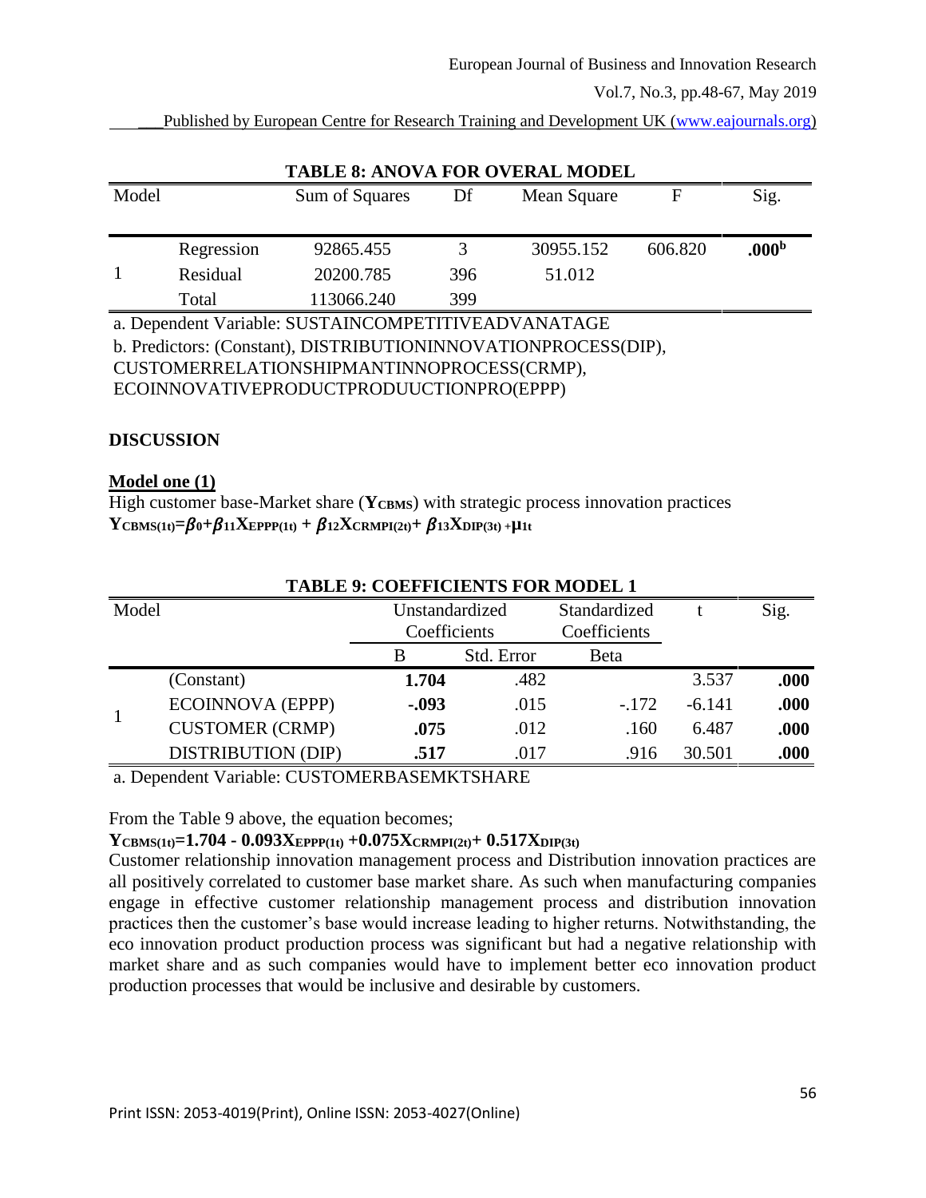**TABLE 8: ANOVA FOR OVERAL MODEL**

| Model | | Sum of Squares | Df | Mean Square | F | Sig. |
|---|---|---|---|---|---|---|
| 1 | Regression | 92865.455 | 3 | 30955.152 | 606.820 | **.000[b]** |
| | Residual | 20200.785 | 396 | 51.012 | | |
| | Total | 113066.240 | 399 | | | |

a. Dependent Variable: SUSTAINCOMPETITIVEADVANATAGE

b. Predictors: (Constant), DISTRIBUTIONINNOVATIONPROCESS(DIP), CUSTOMERRELATIONSHIPMANTINNOPROCESS(CRMP), ECOINNOVATIVEPRODUCTPRODUUCTIONPRO(EPPP)

## DISCUSSION

**Model one (1)**

High customer base-Market share ($\mathbf{Y_{CBMS}}$) with strategic process innovation practices

$$\mathbf{Y_{CBMS(1t)} = \beta_0 + \beta_{11} X_{EPPP(1t)} + \beta_{12} X_{CRMPI(2t)} + \beta_{13} X_{DIP(3t)} + \mu_{1t}}$$

**TABLE 9: COEFFICIENTS FOR MODEL 1**

| Model | | Unstandardized Coefficients | | Standardized Coefficients | t | Sig. |
|---|---|---|---|---|---|---|
| | | B | Std. Error | Beta | | |
| 1 | (Constant) | **1.704** | .482 | | 3.537 | **.000** |
| | ECOINNOVA (EPPP) | **-.093** | .015 | -.172 | -6.141 | **.000** |
| | CUSTOMER (CRMP) | **.075** | .012 | .160 | 6.487 | **.000** |
| | DISTRIBUTION (DIP) | **.517** | .017 | .916 | 30.501 | **.000** |

a. Dependent Variable: CUSTOMERBASEMKTSHARE

From the Table 9 above, the equation becomes;

$$\mathbf{Y_{CBMS(1t)} = 1.704 - 0.093 X_{EPPP(1t)} + 0.075 X_{CRMPI(2t)} + 0.517 X_{DIP(3t)}}$$

Customer relationship innovation management process and Distribution innovation practices are all positively correlated to customer base market share. As such when manufacturing companies engage in effective customer relationship management process and distribution innovation practices then the customer's base would increase leading to higher returns. Notwithstanding, the eco innovation product production process was significant but had a negative relationship with market share and as such companies would have to implement better eco innovation product production processes that would be inclusive and desirable by customers.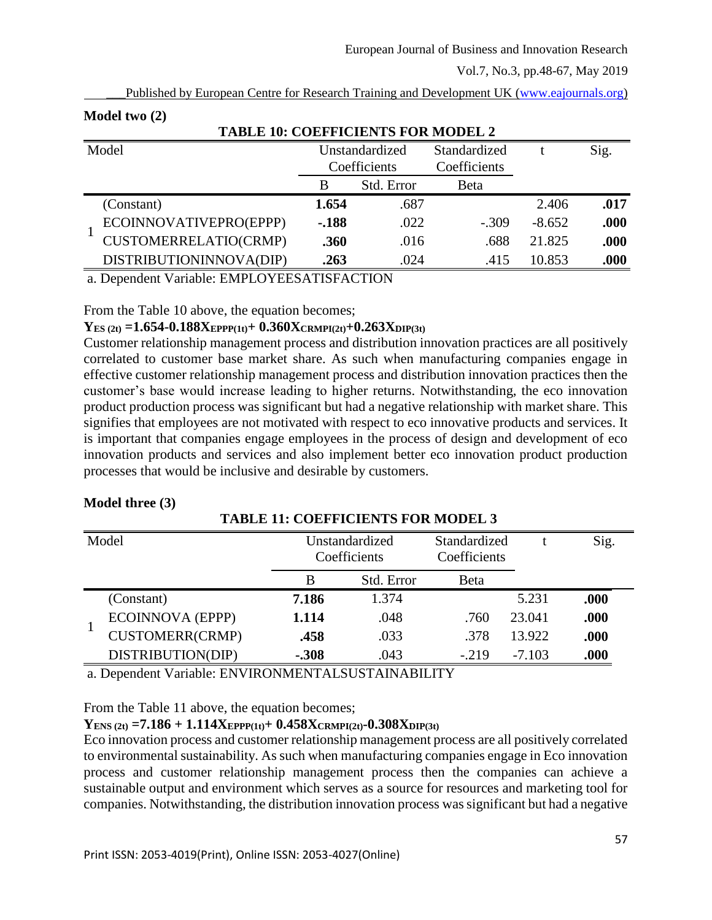**Model two (2)**

**TABLE 10: COEFFICIENTS FOR MODEL 2**

| Model | | Unstandardized Coefficients | | Standardized Coefficients | t | Sig. |
|---|---|---|---|---|---|---|
| | | B | Std. Error | Beta | | |
| 1 | (Constant) | **1.654** | .687 | | 2.406 | **.017** |
| | ECOINNOVATIVEPRO(EPPP) | **-.188** | .022 | -.309 | -8.652 | **.000** |
| | CUSTOMERRELATIO(CRMP) | **.360** | .016 | .688 | 21.825 | **.000** |
| | DISTRIBUTIONINNOVA(DIP) | **.263** | .024 | .415 | 10.853 | **.000** |

a. Dependent Variable: EMPLOYEESATISFACTION

From the Table 10 above, the equation becomes;

$$Y_{ES\,(2t)} = 1.654 - 0.188X_{EPPP(1t)} + 0.360X_{CRMPI(2t)} + 0.263X_{DIP(3t)}$$

Customer relationship management process and distribution innovation practices are all positively correlated to customer base market share. As such when manufacturing companies engage in effective customer relationship management process and distribution innovation practices then the customer's base would increase leading to higher returns. Notwithstanding, the eco innovation product production process was significant but had a negative relationship with market share. This signifies that employees are not motivated with respect to eco innovative products and services. It is important that companies engage employees in the process of design and development of eco innovation products and services and also implement better eco innovation product production processes that would be inclusive and desirable by customers.

**Model three (3)**

**TABLE 11: COEFFICIENTS FOR MODEL 3**

| Model | | Unstandardized Coefficients | | Standardized Coefficients | t | Sig. |
|---|---|---|---|---|---|---|
| | | B | Std. Error | Beta | | |
| 1 | (Constant) | **7.186** | 1.374 | | 5.231 | **.000** |
| | ECOINNOVA (EPPP) | **1.114** | .048 | .760 | 23.041 | **.000** |
| | CUSTOMERR(CRMP) | **.458** | .033 | .378 | 13.922 | **.000** |
| | DISTRIBUTION(DIP) | **-.308** | .043 | -.219 | -7.103 | **.000** |

a. Dependent Variable: ENVIRONMENTALSUSTAINABILITY

From the Table 11 above, the equation becomes;

$$Y_{ENS\,(2t)} = 7.186 + 1.114X_{EPPP(1t)} + 0.458X_{CRMPI(2t)} - 0.308X_{DIP(3t)}$$

Eco innovation process and customer relationship management process are all positively correlated to environmental sustainability. As such when manufacturing companies engage in Eco innovation process and customer relationship management process then the companies can achieve a sustainable output and environment which serves as a source for resources and marketing tool for companies. Notwithstanding, the distribution innovation process was significant but had a negative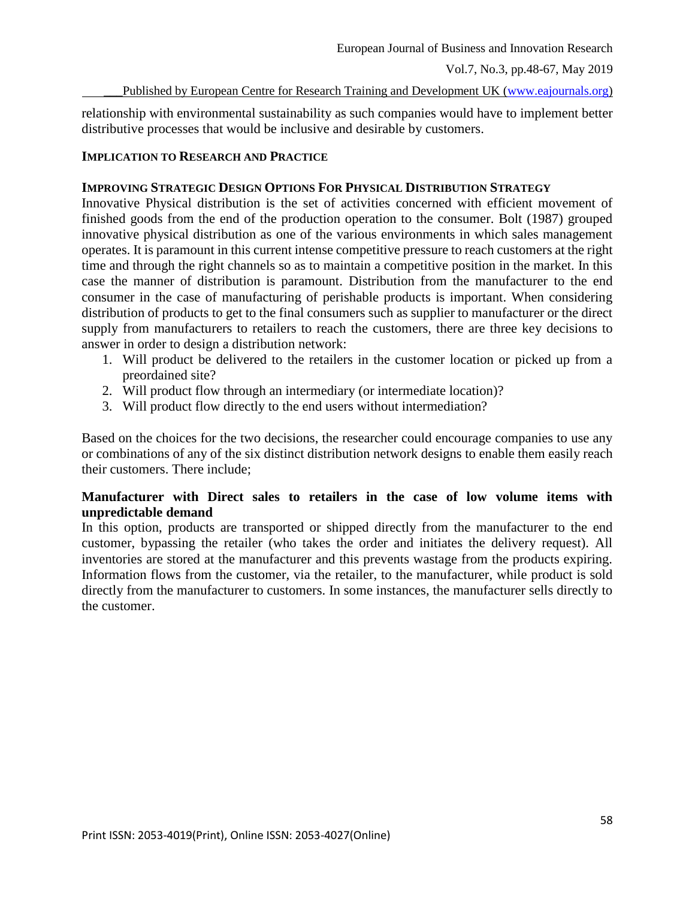relationship with environmental sustainability as such companies would have to implement better distributive processes that would be inclusive and desirable by customers.

## IMPLICATION TO RESEARCH AND PRACTICE

### IMPROVING STRATEGIC DESIGN OPTIONS FOR PHYSICAL DISTRIBUTION STRATEGY

Innovative Physical distribution is the set of activities concerned with efficient movement of finished goods from the end of the production operation to the consumer. Bolt (1987) grouped innovative physical distribution as one of the various environments in which sales management operates. It is paramount in this current intense competitive pressure to reach customers at the right time and through the right channels so as to maintain a competitive position in the market. In this case the manner of distribution is paramount. Distribution from the manufacturer to the end consumer in the case of manufacturing of perishable products is important. When considering distribution of products to get to the final consumers such as supplier to manufacturer or the direct supply from manufacturers to retailers to reach the customers, there are three key decisions to answer in order to design a distribution network:

1. Will product be delivered to the retailers in the customer location or picked up from a preordained site?
2. Will product flow through an intermediary (or intermediate location)?
3. Will product flow directly to the end users without intermediation?

Based on the choices for the two decisions, the researcher could encourage companies to use any or combinations of any of the six distinct distribution network designs to enable them easily reach their customers. There include;

**Manufacturer with Direct sales to retailers in the case of low volume items with unpredictable demand**

In this option, products are transported or shipped directly from the manufacturer to the end customer, bypassing the retailer (who takes the order and initiates the delivery request). All inventories are stored at the manufacturer and this prevents wastage from the products expiring. Information flows from the customer, via the retailer, to the manufacturer, while product is sold directly from the manufacturer to customers. In some instances, the manufacturer sells directly to the customer.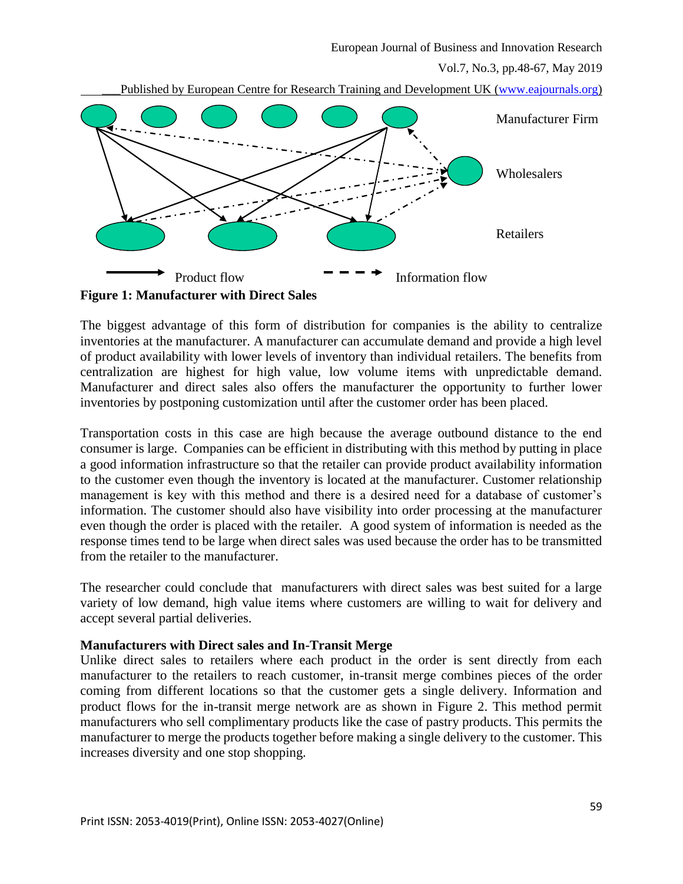Manufacturer Firm

Wholesalers

Retailers

Product flow Information flow

**Figure 1: Manufacturer with Direct Sales**

The biggest advantage of this form of distribution for companies is the ability to centralize inventories at the manufacturer. A manufacturer can accumulate demand and provide a high level of product availability with lower levels of inventory than individual retailers. The benefits from centralization are highest for high value, low volume items with unpredictable demand. Manufacturer and direct sales also offers the manufacturer the opportunity to further lower inventories by postponing customization until after the customer order has been placed.

Transportation costs in this case are high because the average outbound distance to the end consumer is large. Companies can be efficient in distributing with this method by putting in place a good information infrastructure so that the retailer can provide product availability information to the customer even though the inventory is located at the manufacturer. Customer relationship management is key with this method and there is a desired need for a database of customer's information. The customer should also have visibility into order processing at the manufacturer even though the order is placed with the retailer. A good system of information is needed as the response times tend to be large when direct sales was used because the order has to be transmitted from the retailer to the manufacturer.

The researcher could conclude that manufacturers with direct sales was best suited for a large variety of low demand, high value items where customers are willing to wait for delivery and accept several partial deliveries.

**Manufacturers with Direct sales and In-Transit Merge**

Unlike direct sales to retailers where each product in the order is sent directly from each manufacturer to the retailers to reach customer, in-transit merge combines pieces of the order coming from different locations so that the customer gets a single delivery. Information and product flows for the in-transit merge network are as shown in Figure 2. This method permit manufacturers who sell complimentary products like the case of pastry products. This permits the manufacturer to merge the products together before making a single delivery to the customer. This increases diversity and one stop shopping.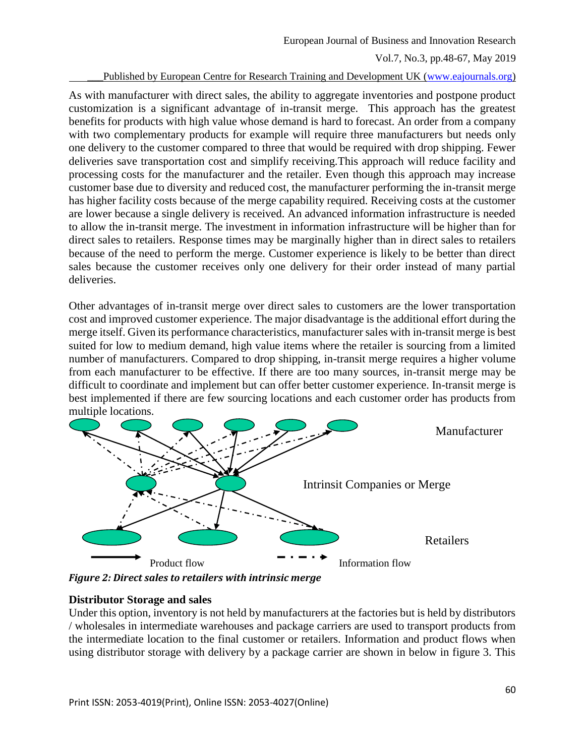As with manufacturer with direct sales, the ability to aggregate inventories and postpone product customization is a significant advantage of in-transit merge. This approach has the greatest benefits for products with high value whose demand is hard to forecast. An order from a company with two complementary products for example will require three manufacturers but needs only one delivery to the customer compared to three that would be required with drop shipping. Fewer deliveries save transportation cost and simplify receiving.This approach will reduce facility and processing costs for the manufacturer and the retailer. Even though this approach may increase customer base due to diversity and reduced cost, the manufacturer performing the in-transit merge has higher facility costs because of the merge capability required. Receiving costs at the customer are lower because a single delivery is received. An advanced information infrastructure is needed to allow the in-transit merge. The investment in information infrastructure will be higher than for direct sales to retailers. Response times may be marginally higher than in direct sales to retailers because of the need to perform the merge. Customer experience is likely to be better than direct sales because the customer receives only one delivery for their order instead of many partial deliveries.

Other advantages of in-transit merge over direct sales to customers are the lower transportation cost and improved customer experience. The major disadvantage is the additional effort during the merge itself. Given its performance characteristics, manufacturer sales with in-transit merge is best suited for low to medium demand, high value items where the retailer is sourcing from a limited number of manufacturers. Compared to drop shipping, in-transit merge requires a higher volume from each manufacturer to be effective. If there are too many sources, in-transit merge may be difficult to coordinate and implement but can offer better customer experience. In-transit merge is best implemented if there are few sourcing locations and each customer order has products from multiple locations.

***Figure 2: Direct sales to retailers with intrinsic merge***

**Distributor Storage and sales**

Under this option, inventory is not held by manufacturers at the factories but is held by distributors / wholesales in intermediate warehouses and package carriers are used to transport products from the intermediate location to the final customer or retailers. Information and product flows when using distributor storage with delivery by a package carrier are shown in below in figure 3. This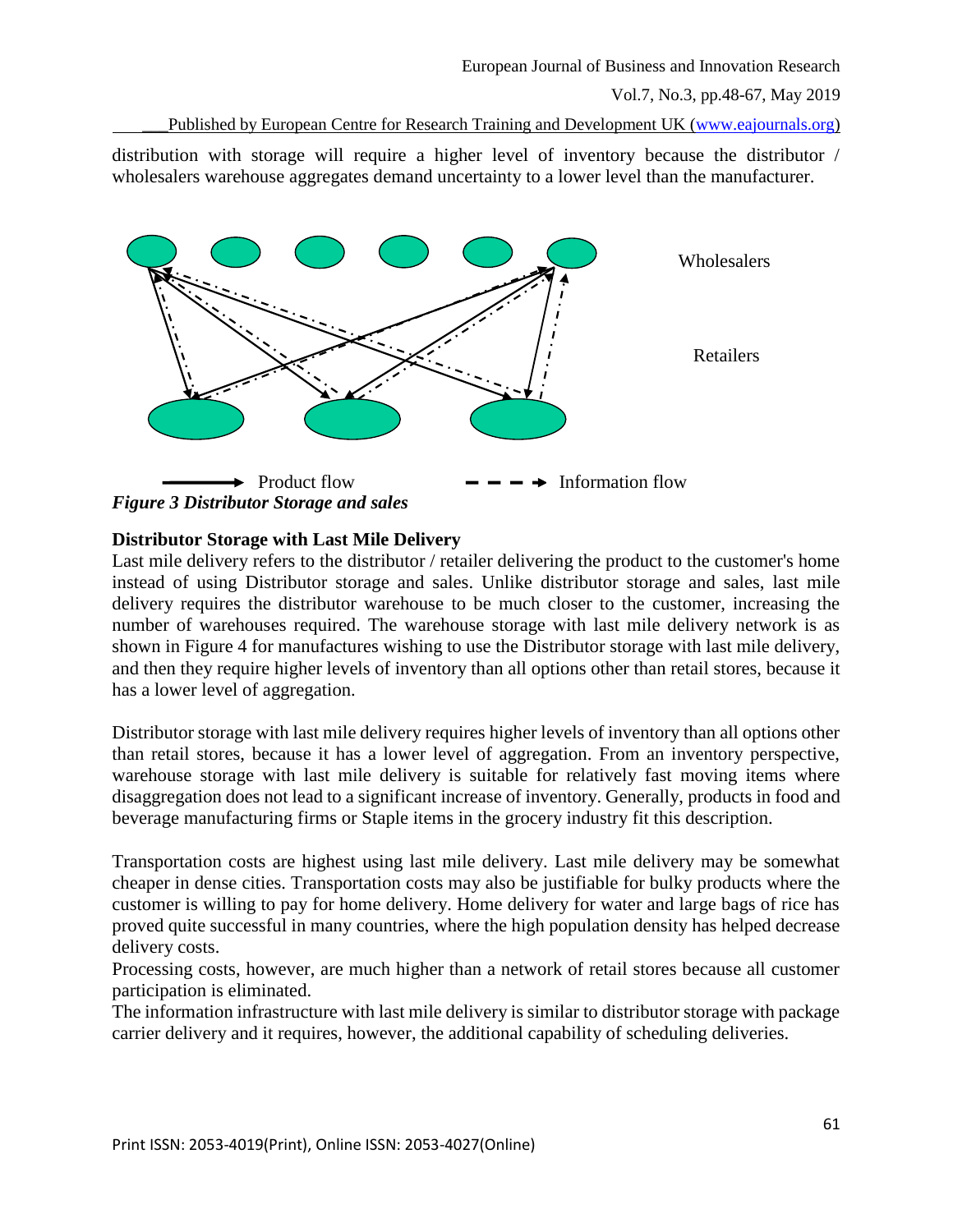distribution with storage will require a higher level of inventory because the distributor / wholesalers warehouse aggregates demand uncertainty to a lower level than the manufacturer.

Wholesalers

Retailers

Product flow — Information flow

*Figure 3 Distributor Storage and sales*

**Distributor Storage with Last Mile Delivery**

Last mile delivery refers to the distributor / retailer delivering the product to the customer's home instead of using Distributor storage and sales. Unlike distributor storage and sales, last mile delivery requires the distributor warehouse to be much closer to the customer, increasing the number of warehouses required. The warehouse storage with last mile delivery network is as shown in Figure 4 for manufactures wishing to use the Distributor storage with last mile delivery, and then they require higher levels of inventory than all options other than retail stores, because it has a lower level of aggregation.

Distributor storage with last mile delivery requires higher levels of inventory than all options other than retail stores, because it has a lower level of aggregation. From an inventory perspective, warehouse storage with last mile delivery is suitable for relatively fast moving items where disaggregation does not lead to a significant increase of inventory. Generally, products in food and beverage manufacturing firms or Staple items in the grocery industry fit this description.

Transportation costs are highest using last mile delivery. Last mile delivery may be somewhat cheaper in dense cities. Transportation costs may also be justifiable for bulky products where the customer is willing to pay for home delivery. Home delivery for water and large bags of rice has proved quite successful in many countries, where the high population density has helped decrease delivery costs.

Processing costs, however, are much higher than a network of retail stores because all customer participation is eliminated.

The information infrastructure with last mile delivery is similar to distributor storage with package carrier delivery and it requires, however, the additional capability of scheduling deliveries.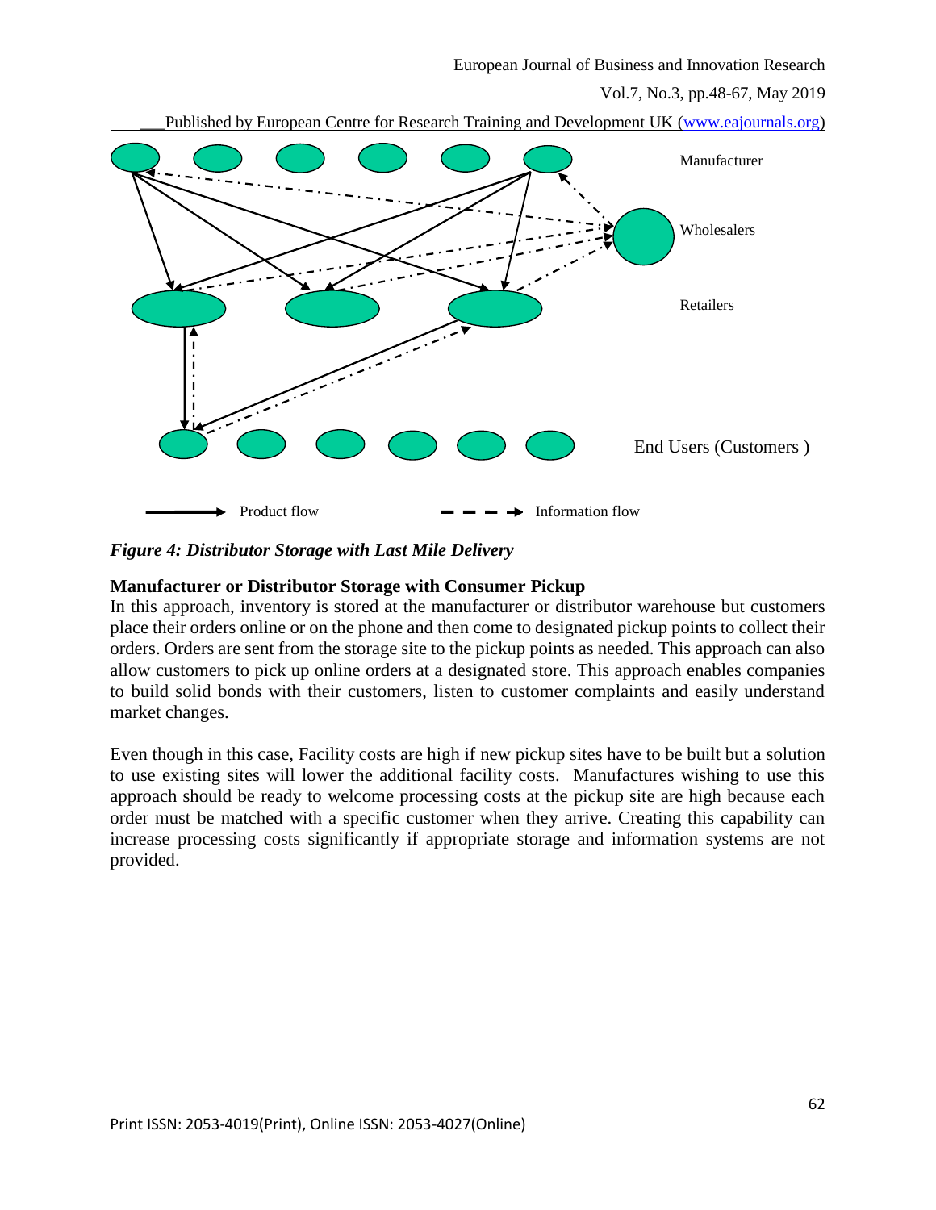*Figure 4: Distributor Storage with Last Mile Delivery*

**Manufacturer or Distributor Storage with Consumer Pickup**

In this approach, inventory is stored at the manufacturer or distributor warehouse but customers place their orders online or on the phone and then come to designated pickup points to collect their orders. Orders are sent from the storage site to the pickup points as needed. This approach can also allow customers to pick up online orders at a designated store. This approach enables companies to build solid bonds with their customers, listen to customer complaints and easily understand market changes.

Even though in this case, Facility costs are high if new pickup sites have to be built but a solution to use existing sites will lower the additional facility costs. Manufactures wishing to use this approach should be ready to welcome processing costs at the pickup site are high because each order must be matched with a specific customer when they arrive. Creating this capability can increase processing costs significantly if appropriate storage and information systems are not provided.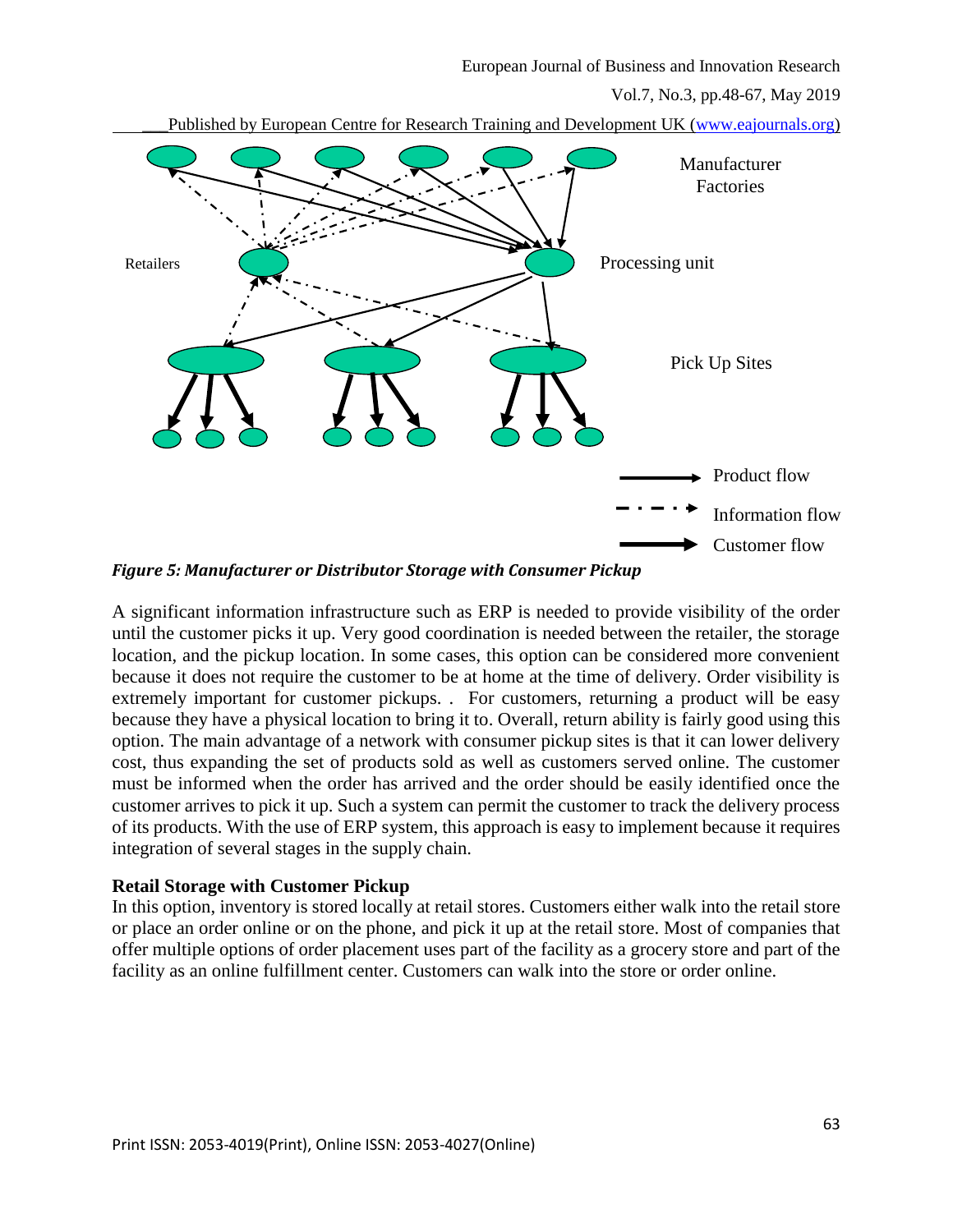*Figure 5: Manufacturer or Distributor Storage with Consumer Pickup*

A significant information infrastructure such as ERP is needed to provide visibility of the order until the customer picks it up. Very good coordination is needed between the retailer, the storage location, and the pickup location. In some cases, this option can be considered more convenient because it does not require the customer to be at home at the time of delivery. Order visibility is extremely important for customer pickups. .  For customers, returning a product will be easy because they have a physical location to bring it to. Overall, return ability is fairly good using this option. The main advantage of a network with consumer pickup sites is that it can lower delivery cost, thus expanding the set of products sold as well as customers served online. The customer must be informed when the order has arrived and the order should be easily identified once the customer arrives to pick it up. Such a system can permit the customer to track the delivery process of its products. With the use of ERP system, this approach is easy to implement because it requires integration of several stages in the supply chain.

**Retail Storage with Customer Pickup**

In this option, inventory is stored locally at retail stores. Customers either walk into the retail store or place an order online or on the phone, and pick it up at the retail store. Most of companies that offer multiple options of order placement uses part of the facility as a grocery store and part of the facility as an online fulfillment center. Customers can walk into the store or order online.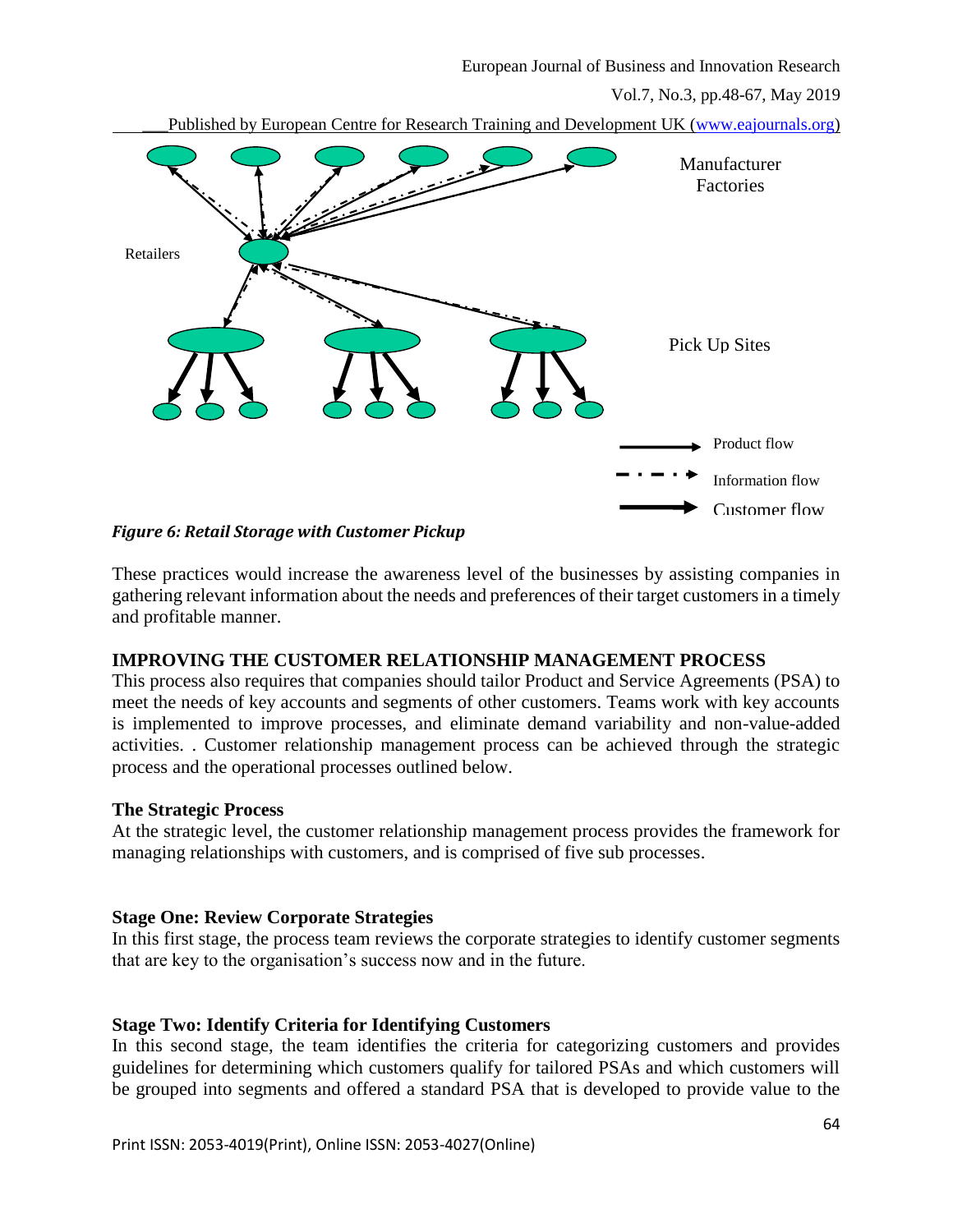*Figure 6: Retail Storage with Customer Pickup*

These practices would increase the awareness level of the businesses by assisting companies in gathering relevant information about the needs and preferences of their target customers in a timely and profitable manner.

## IMPROVING THE CUSTOMER RELATIONSHIP MANAGEMENT PROCESS

This process also requires that companies should tailor Product and Service Agreements (PSA) to meet the needs of key accounts and segments of other customers. Teams work with key accounts is implemented to improve processes, and eliminate demand variability and non-value-added activities. . Customer relationship management process can be achieved through the strategic process and the operational processes outlined below.

### The Strategic Process

At the strategic level, the customer relationship management process provides the framework for managing relationships with customers, and is comprised of five sub processes.

### Stage One: Review Corporate Strategies

In this first stage, the process team reviews the corporate strategies to identify customer segments that are key to the organisation's success now and in the future.

### Stage Two: Identify Criteria for Identifying Customers

In this second stage, the team identifies the criteria for categorizing customers and provides guidelines for determining which customers qualify for tailored PSAs and which customers will be grouped into segments and offered a standard PSA that is developed to provide value to the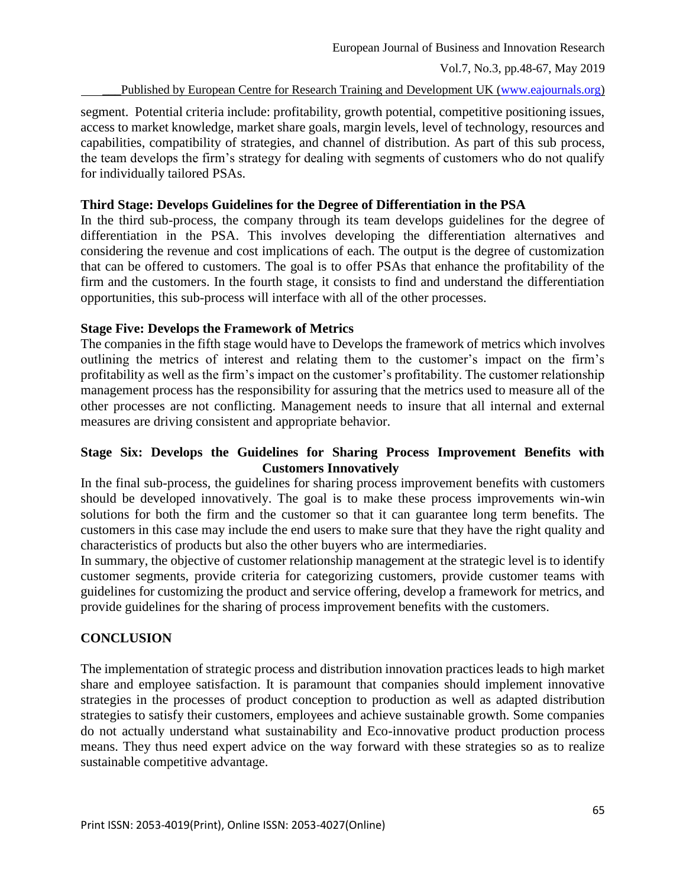segment. Potential criteria include: profitability, growth potential, competitive positioning issues, access to market knowledge, market share goals, margin levels, level of technology, resources and capabilities, compatibility of strategies, and channel of distribution. As part of this sub process, the team develops the firm's strategy for dealing with segments of customers who do not qualify for individually tailored PSAs.

### Third Stage: Develops Guidelines for the Degree of Differentiation in the PSA

In the third sub-process, the company through its team develops guidelines for the degree of differentiation in the PSA. This involves developing the differentiation alternatives and considering the revenue and cost implications of each. The output is the degree of customization that can be offered to customers. The goal is to offer PSAs that enhance the profitability of the firm and the customers. In the fourth stage, it consists to find and understand the differentiation opportunities, this sub-process will interface with all of the other processes.

### Stage Five: Develops the Framework of Metrics

The companies in the fifth stage would have to Develops the framework of metrics which involves outlining the metrics of interest and relating them to the customer's impact on the firm's profitability as well as the firm's impact on the customer's profitability. The customer relationship management process has the responsibility for assuring that the metrics used to measure all of the other processes are not conflicting. Management needs to insure that all internal and external measures are driving consistent and appropriate behavior.

### Stage Six: Develops the Guidelines for Sharing Process Improvement Benefits with Customers Innovatively

In the final sub-process, the guidelines for sharing process improvement benefits with customers should be developed innovatively. The goal is to make these process improvements win-win solutions for both the firm and the customer so that it can guarantee long term benefits. The customers in this case may include the end users to make sure that they have the right quality and characteristics of products but also the other buyers who are intermediaries.

In summary, the objective of customer relationship management at the strategic level is to identify customer segments, provide criteria for categorizing customers, provide customer teams with guidelines for customizing the product and service offering, develop a framework for metrics, and provide guidelines for the sharing of process improvement benefits with the customers.

## CONCLUSION

The implementation of strategic process and distribution innovation practices leads to high market share and employee satisfaction. It is paramount that companies should implement innovative strategies in the processes of product conception to production as well as adapted distribution strategies to satisfy their customers, employees and achieve sustainable growth. Some companies do not actually understand what sustainability and Eco-innovative product production process means. They thus need expert advice on the way forward with these strategies so as to realize sustainable competitive advantage.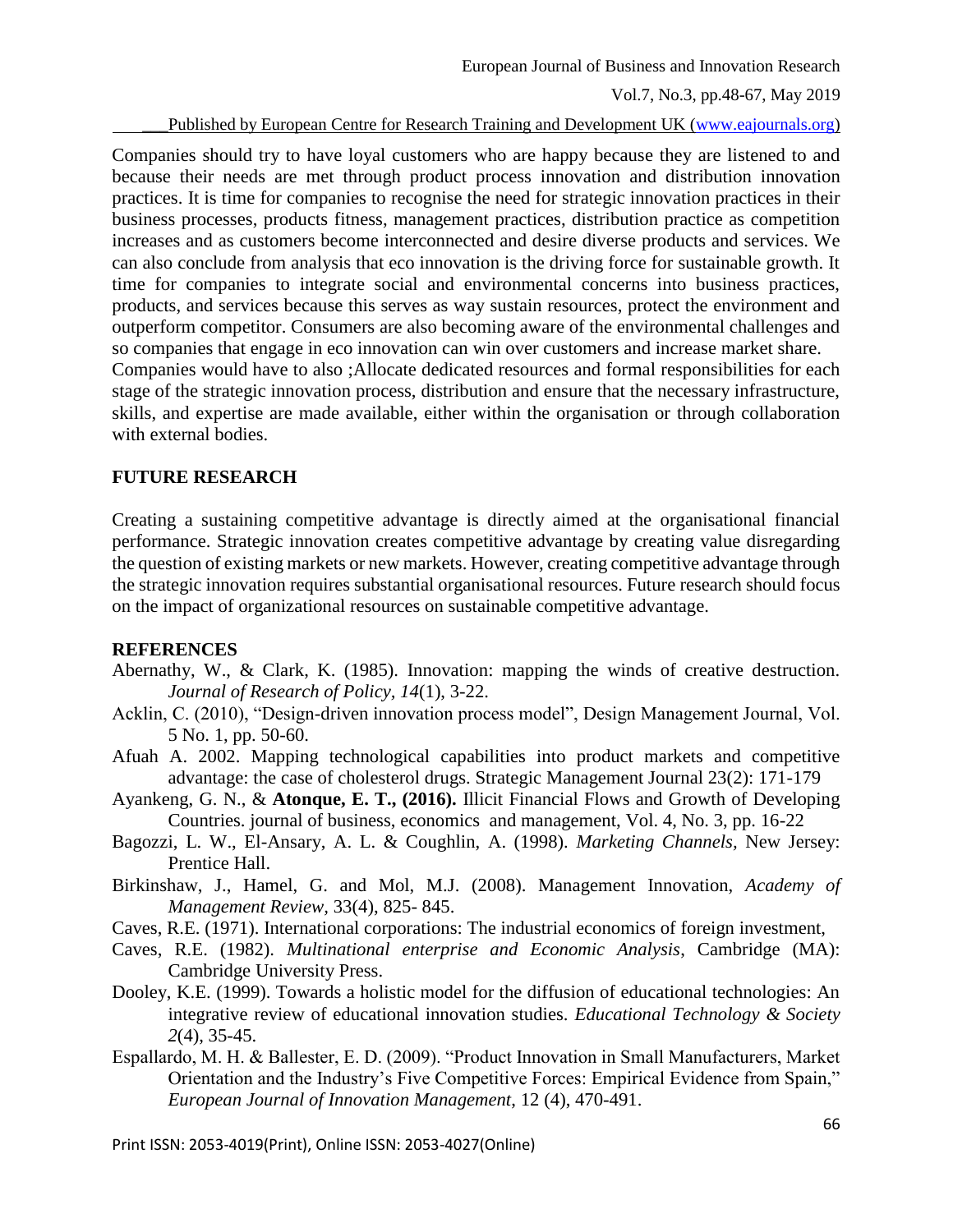Companies should try to have loyal customers who are happy because they are listened to and because their needs are met through product process innovation and distribution innovation practices. It is time for companies to recognise the need for strategic innovation practices in their business processes, products fitness, management practices, distribution practice as competition increases and as customers become interconnected and desire diverse products and services. We can also conclude from analysis that eco innovation is the driving force for sustainable growth. It time for companies to integrate social and environmental concerns into business practices, products, and services because this serves as way sustain resources, protect the environment and outperform competitor. Consumers are also becoming aware of the environmental challenges and so companies that engage in eco innovation can win over customers and increase market share. Companies would have to also ;Allocate dedicated resources and formal responsibilities for each stage of the strategic innovation process, distribution and ensure that the necessary infrastructure, skills, and expertise are made available, either within the organisation or through collaboration with external bodies.

## FUTURE RESEARCH

Creating a sustaining competitive advantage is directly aimed at the organisational financial performance. Strategic innovation creates competitive advantage by creating value disregarding the question of existing markets or new markets. However, creating competitive advantage through the strategic innovation requires substantial organisational resources. Future research should focus on the impact of organizational resources on sustainable competitive advantage.

## REFERENCES

Abernathy, W., & Clark, K. (1985). Innovation: mapping the winds of creative destruction. *Journal of Research of Policy, 14*(1), 3-22.

Acklin, C. (2010), "Design-driven innovation process model", Design Management Journal, Vol. 5 No. 1, pp. 50-60.

Afuah A. 2002. Mapping technological capabilities into product markets and competitive advantage: the case of cholesterol drugs. Strategic Management Journal 23(2): 171-179

Ayankeng, G. N., & **Atonque, E. T., (2016).** Illicit Financial Flows and Growth of Developing Countries. journal of business, economics and management, Vol. 4, No. 3, pp. 16-22

Bagozzi, L. W., El-Ansary, A. L. & Coughlin, A. (1998). *Marketing Channels*, New Jersey: Prentice Hall.

Birkinshaw, J., Hamel, G. and Mol, M.J. (2008). Management Innovation, *Academy of Management Review*, 33(4), 825- 845.

Caves, R.E. (1971). International corporations: The industrial economics of foreign investment,

Caves, R.E. (1982). *Multinational enterprise and Economic Analysis*, Cambridge (MA): Cambridge University Press.

Dooley, K.E. (1999). Towards a holistic model for the diffusion of educational technologies: An integrative review of educational innovation studies. *Educational Technology & Society 2*(4), 35-45.

Espallardo, M. H. & Ballester, E. D. (2009). "Product Innovation in Small Manufacturers, Market Orientation and the Industry's Five Competitive Forces: Empirical Evidence from Spain," *European Journal of Innovation Management*, 12 (4), 470-491.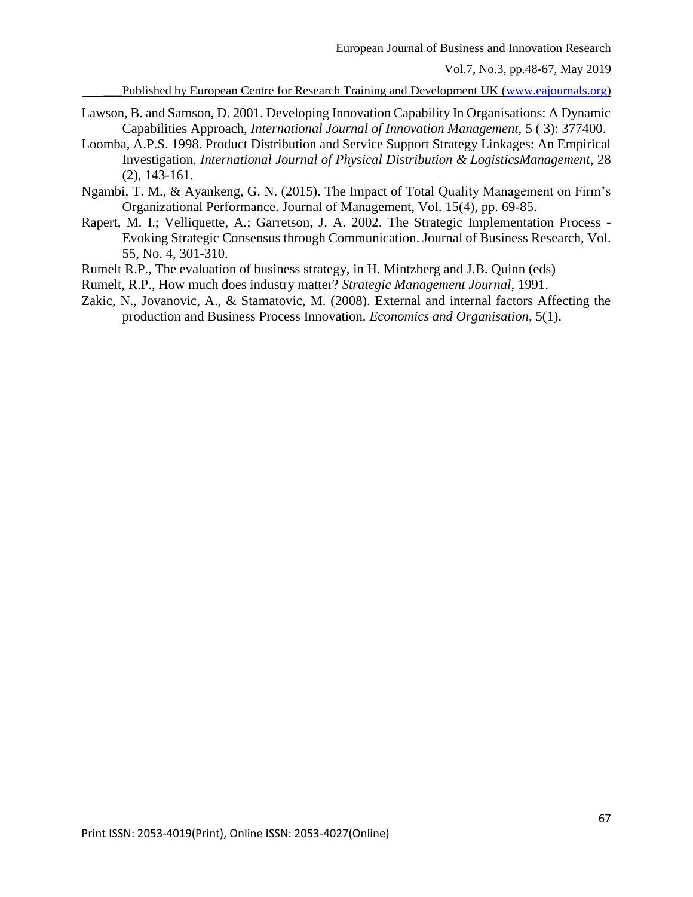Lawson, B. and Samson, D. 2001. Developing Innovation Capability In Organisations: A Dynamic Capabilities Approach, *International Journal of Innovation Management*, 5 ( 3): 377400.

Loomba, A.P.S. 1998. Product Distribution and Service Support Strategy Linkages: An Empirical Investigation. *International Journal of Physical Distribution & LogisticsManagement*, 28 (2), 143-161.

Ngambi, T. M., & Ayankeng, G. N. (2015). The Impact of Total Quality Management on Firm's Organizational Performance. Journal of Management, Vol. 15(4), pp. 69-85.

Rapert, M. I.; Velliquette, A.; Garretson, J. A. 2002. The Strategic Implementation Process - Evoking Strategic Consensus through Communication. Journal of Business Research, Vol. 55, No. 4, 301-310.

Rumelt R.P., The evaluation of business strategy, in H. Mintzberg and J.B. Quinn (eds)

Rumelt, R.P., How much does industry matter? *Strategic Management Journal*, 1991.

Zakic, N., Jovanovic, A., & Stamatovic, M. (2008). External and internal factors Affecting the production and Business Process Innovation. *Economics and Organisation*, 5(1),